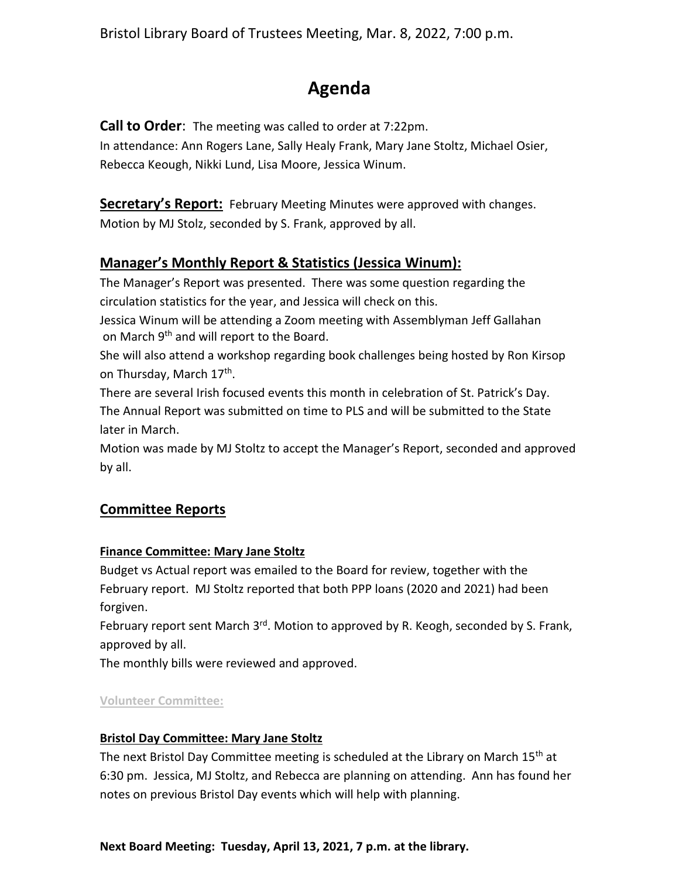Bristol Library Board of Trustees Meeting, Mar. 8, 2022, 7:00 p.m.

# Agenda

**Call to Order**: The meeting was called to order at 7:22pm.
In attendance: Ann Rogers Lane, Sally Healy Frank, Mary Jane Stoltz, Michael Osier, Rebecca Keough, Nikki Lund, Lisa Moore, Jessica Winum.

**Secretary's Report:** February Meeting Minutes were approved with changes. Motion by MJ Stolz, seconded by S. Frank, approved by all.

## Manager's Monthly Report & Statistics (Jessica Winum):

The Manager's Report was presented. There was some question regarding the circulation statistics for the year, and Jessica will check on this.
Jessica Winum will be attending a Zoom meeting with Assemblyman Jeff Gallahan on March 9th and will report to the Board.
She will also attend a workshop regarding book challenges being hosted by Ron Kirsop on Thursday, March 17th.
There are several Irish focused events this month in celebration of St. Patrick's Day.
The Annual Report was submitted on time to PLS and will be submitted to the State later in March.
Motion was made by MJ Stoltz to accept the Manager's Report, seconded and approved by all.

## Committee Reports

### Finance Committee: Mary Jane Stoltz

Budget vs Actual report was emailed to the Board for review, together with the February report. MJ Stoltz reported that both PPP loans (2020 and 2021) had been forgiven.
February report sent March 3rd. Motion to approved by R. Keogh, seconded by S. Frank, approved by all.
The monthly bills were reviewed and approved.

### Volunteer Committee:

### Bristol Day Committee: Mary Jane Stoltz

The next Bristol Day Committee meeting is scheduled at the Library on March 15th at 6:30 pm. Jessica, MJ Stoltz, and Rebecca are planning on attending. Ann has found her notes on previous Bristol Day events which will help with planning.

**Next Board Meeting: Tuesday, April 13, 2021, 7 p.m. at the library.**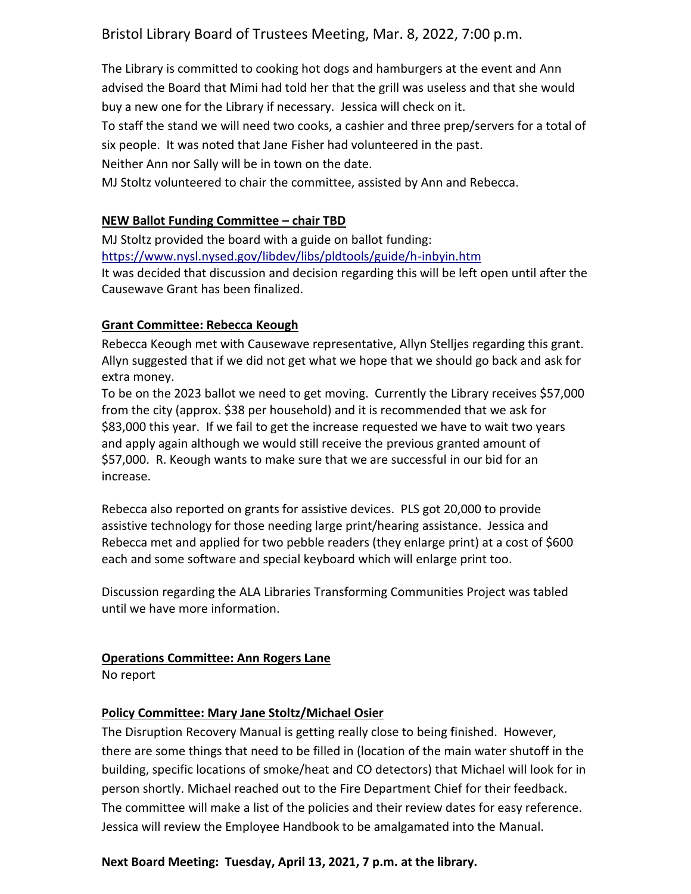The Library is committed to cooking hot dogs and hamburgers at the event and Ann advised the Board that Mimi had told her that the grill was useless and that she would buy a new one for the Library if necessary. Jessica will check on it.
To staff the stand we will need two cooks, a cashier and three prep/servers for a total of six people. It was noted that Jane Fisher had volunteered in the past.
Neither Ann nor Sally will be in town on the date.
MJ Stoltz volunteered to chair the committee, assisted by Ann and Rebecca.

**NEW Ballot Funding Committee – chair TBD**

MJ Stoltz provided the board with a guide on ballot funding:
https://www.nysl.nysed.gov/libdev/libs/pldtools/guide/h-inbyin.htm
It was decided that discussion and decision regarding this will be left open until after the Causewave Grant has been finalized.

**Grant Committee: Rebecca Keough**

Rebecca Keough met with Causewave representative, Allyn Stelljes regarding this grant. Allyn suggested that if we did not get what we hope that we should go back and ask for extra money.
To be on the 2023 ballot we need to get moving. Currently the Library receives $57,000 from the city (approx. $38 per household) and it is recommended that we ask for $83,000 this year. If we fail to get the increase requested we have to wait two years and apply again although we would still receive the previous granted amount of $57,000. R. Keough wants to make sure that we are successful in our bid for an increase.

Rebecca also reported on grants for assistive devices. PLS got 20,000 to provide assistive technology for those needing large print/hearing assistance. Jessica and Rebecca met and applied for two pebble readers (they enlarge print) at a cost of $600 each and some software and special keyboard which will enlarge print too.

Discussion regarding the ALA Libraries Transforming Communities Project was tabled until we have more information.

**Operations Committee: Ann Rogers Lane**

No report

**Policy Committee: Mary Jane Stoltz/Michael Osier**

The Disruption Recovery Manual is getting really close to being finished. However, there are some things that need to be filled in (location of the main water shutoff in the building, specific locations of smoke/heat and CO detectors) that Michael will look for in person shortly. Michael reached out to the Fire Department Chief for their feedback. The committee will make a list of the policies and their review dates for easy reference. Jessica will review the Employee Handbook to be amalgamated into the Manual.

**Next Board Meeting: Tuesday, April 13, 2021, 7 p.m. at the library.**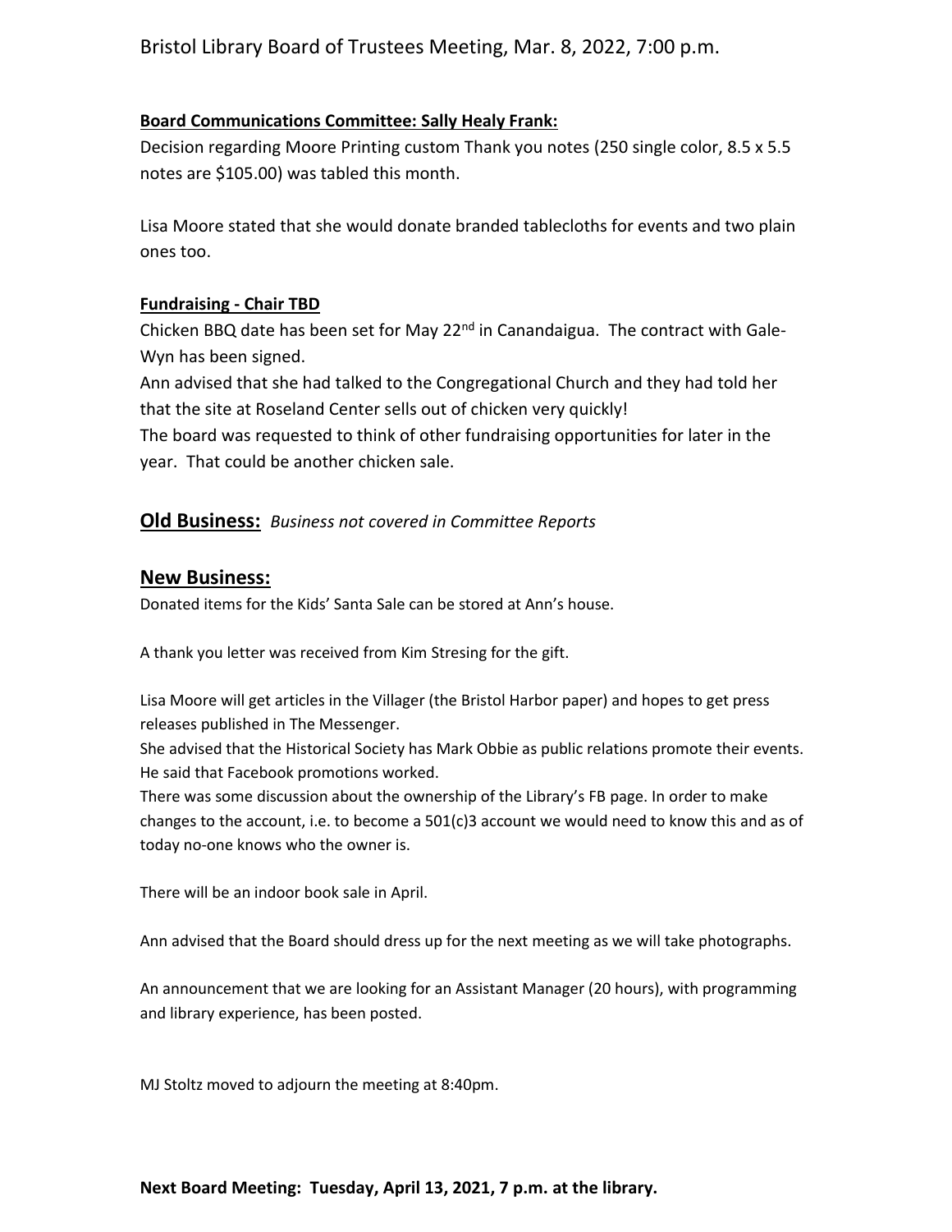Bristol Library Board of Trustees Meeting, Mar. 8, 2022, 7:00 p.m.

**Board Communications Committee: Sally Healy Frank:**

Decision regarding Moore Printing custom Thank you notes (250 single color, 8.5 x 5.5 notes are $105.00) was tabled this month.

Lisa Moore stated that she would donate branded tablecloths for events and two plain ones too.

**Fundraising - Chair TBD**

Chicken BBQ date has been set for May 22nd in Canandaigua. The contract with Gale-Wyn has been signed.
Ann advised that she had talked to the Congregational Church and they had told her that the site at Roseland Center sells out of chicken very quickly!
The board was requested to think of other fundraising opportunities for later in the year. That could be another chicken sale.

## Old Business: *Business not covered in Committee Reports*

## New Business:

Donated items for the Kids' Santa Sale can be stored at Ann's house.

A thank you letter was received from Kim Stresing for the gift.

Lisa Moore will get articles in the Villager (the Bristol Harbor paper) and hopes to get press releases published in The Messenger.
She advised that the Historical Society has Mark Obbie as public relations promote their events. He said that Facebook promotions worked.
There was some discussion about the ownership of the Library's FB page. In order to make changes to the account, i.e. to become a 501(c)3 account we would need to know this and as of today no-one knows who the owner is.

There will be an indoor book sale in April.

Ann advised that the Board should dress up for the next meeting as we will take photographs.

An announcement that we are looking for an Assistant Manager (20 hours), with programming and library experience, has been posted.

MJ Stoltz moved to adjourn the meeting at 8:40pm.

**Next Board Meeting: Tuesday, April 13, 2021, 7 p.m. at the library.**